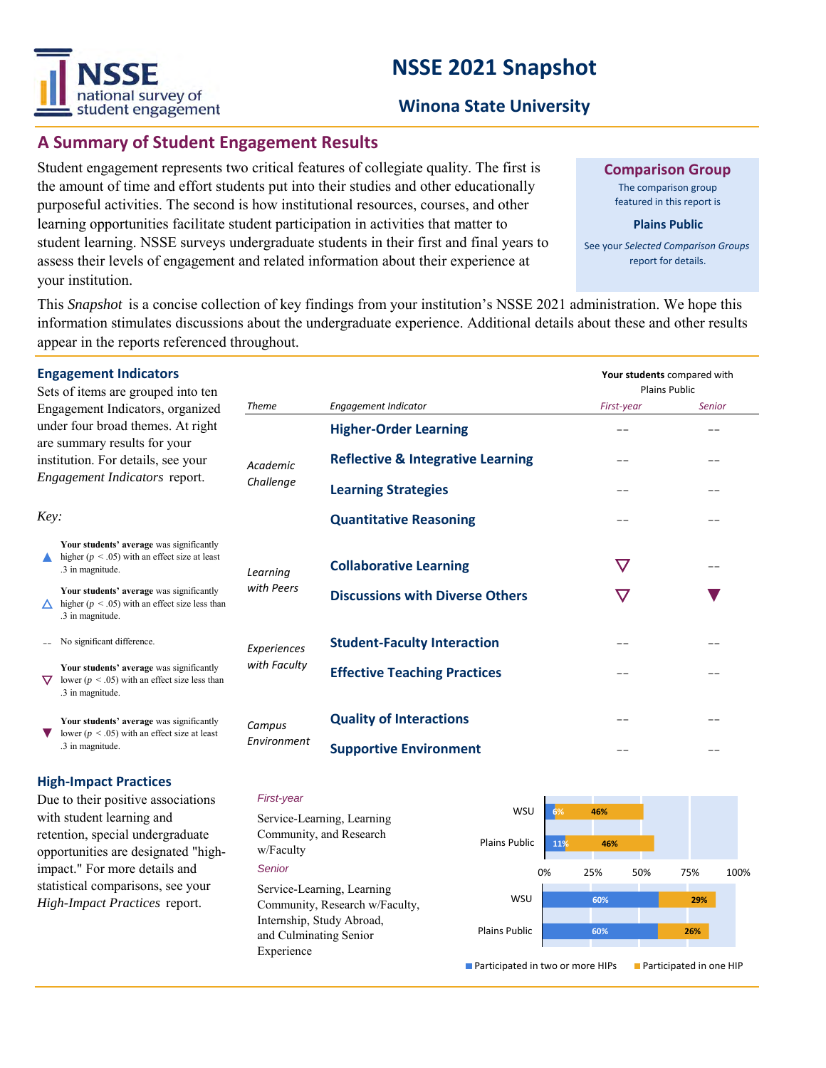# NSSE 2021 Snapshot

## Winona State University

## A Summary of Student Engagement Results

Student engagement represents two critical features of collegiate quality. The first is the amount of time and effort students put into their studies and other educationally purposeful activities. The second is how institutional resources, courses, and other learning opportunities facilitate student participation in activities that matter to student learning. NSSE surveys undergraduate students in their first and final years to assess their levels of engagement and related information about their experience at your institution.

**Comparison Group**

The comparison group featured in this report is

**Plains Public**

See your *Selected Comparison Groups* report for details.

This *Snapshot* is a concise collection of key findings from your institution's NSSE 2021 administration. We hope this information stimulates discussions about the undergraduate experience. Additional details about these and other results appear in the reports referenced throughout.

### Engagement Indicators

Sets of items are grouped into ten Engagement Indicators, organized under four broad themes. At right are summary results for your institution. For details, see your *Engagement Indicators* report.

**Your students** compared with Plains Public

| *Theme* | *Engagement Indicator* | *First-year* | *Senior* |
|---|---|---|---|
| *Academic Challenge* | **Higher-Order Learning** | -- | -- |
| | **Reflective & Integrative Learning** | -- | -- |
| | **Learning Strategies** | -- | -- |
| | **Quantitative Reasoning** | -- | -- |
| *Learning with Peers* | **Collaborative Learning** | ▽ | -- |
| | **Discussions with Diverse Others** | ▽ | ▼ |
| *Experiences with Faculty* | **Student-Faculty Interaction** | -- | -- |
| | **Effective Teaching Practices** | -- | -- |
| *Campus Environment* | **Quality of Interactions** | -- | -- |
| | **Supportive Environment** | -- | -- |

*Key:*

- ▲ **Your students' average** was significantly higher ($p < .05$) with an effect size at least .3 in magnitude.
- △ **Your students' average** was significantly higher ($p < .05$) with an effect size less than .3 in magnitude.
- -- No significant difference.
- ▽ **Your students' average** was significantly lower ($p < .05$) with an effect size less than .3 in magnitude.
- ▼ **Your students' average** was significantly lower ($p < .05$) with an effect size at least .3 in magnitude.

### High-Impact Practices

Due to their positive associations with student learning and retention, special undergraduate opportunities are designated "high-impact." For more details and statistical comparisons, see your *High-Impact Practices* report.

*First-year*

Service-Learning, Learning Community, and Research w/Faculty

*Senior*

Service-Learning, Learning Community, Research w/Faculty, Internship, Study Abroad, and Culminating Senior Experience

| | | Participated in two or more HIPs | Participated in one HIP |
|---|---|---|---|
| First-year | WSU | 6% | 46% |
| | Plains Public | 11% | 46% |
| Senior | WSU | 60% | 29% |
| | Plains Public | 60% | 26% |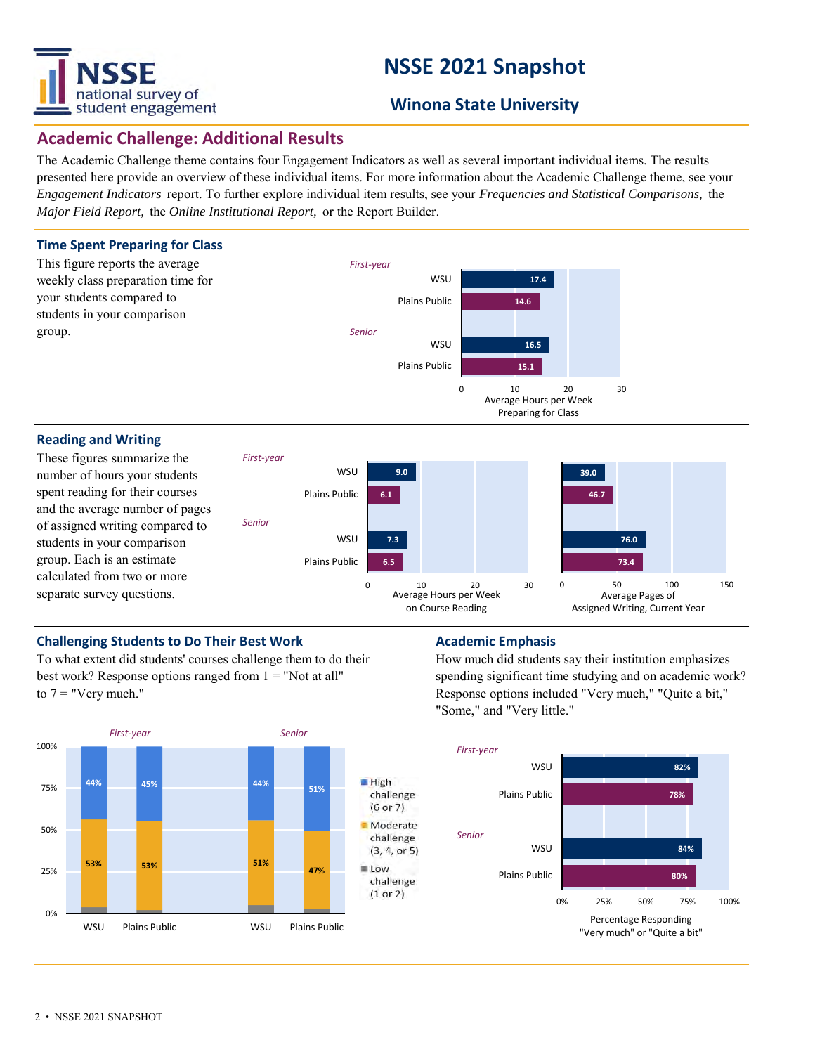# NSSE 2021 Snapshot

## Winona State University

## Academic Challenge: Additional Results

The Academic Challenge theme contains four Engagement Indicators as well as several important individual items. The results presented here provide an overview of these individual items. For more information about the Academic Challenge theme, see your *Engagement Indicators* report. To further explore individual item results, see your *Frequencies and Statistical Comparisons,* the *Major Field Report,* the *Online Institutional Report,* or the Report Builder.

### Time Spent Preparing for Class

This figure reports the average weekly class preparation time for your students compared to students in your comparison group.

Average Hours per Week Preparing for Class

| | | Hours |
|---|---|---|
| *First-year* | WSU | 17.4 |
| | Plains Public | 14.6 |
| *Senior* | WSU | 16.5 |
| | Plains Public | 15.1 |

### Reading and Writing

These figures summarize the number of hours your students spent reading for their courses and the average number of pages of assigned writing compared to students in your comparison group. Each is an estimate calculated from two or more separate survey questions.

| | | Average Hours per Week on Course Reading | Average Pages of Assigned Writing, Current Year |
|---|---|---|---|
| *First-year* | WSU | 9.0 | 39.0 |
| | Plains Public | 6.1 | 46.7 |
| *Senior* | WSU | 7.3 | 76.0 |
| | Plains Public | 6.5 | 73.4 |

### Challenging Students to Do Their Best Work

To what extent did students' courses challenge them to do their best work? Response options ranged from 1 = "Not at all" to 7 = "Very much."

| | | High challenge (6 or 7) | Moderate challenge (3, 4, or 5) |
|---|---|---|---|
| *First-year* | WSU | 44% | 53% |
| | Plains Public | 45% | 53% |
| *Senior* | WSU | 44% | 51% |
| | Plains Public | 51% | 47% |

Low challenge (1 or 2)

### Academic Emphasis

How much did students say their institution emphasizes spending significant time studying and on academic work? Response options included "Very much," "Quite a bit," "Some," and "Very little."

Percentage Responding "Very much" or "Quite a bit"

| | | % |
|---|---|---|
| *First-year* | WSU | 82% |
| | Plains Public | 78% |
| *Senior* | WSU | 84% |
| | Plains Public | 80% |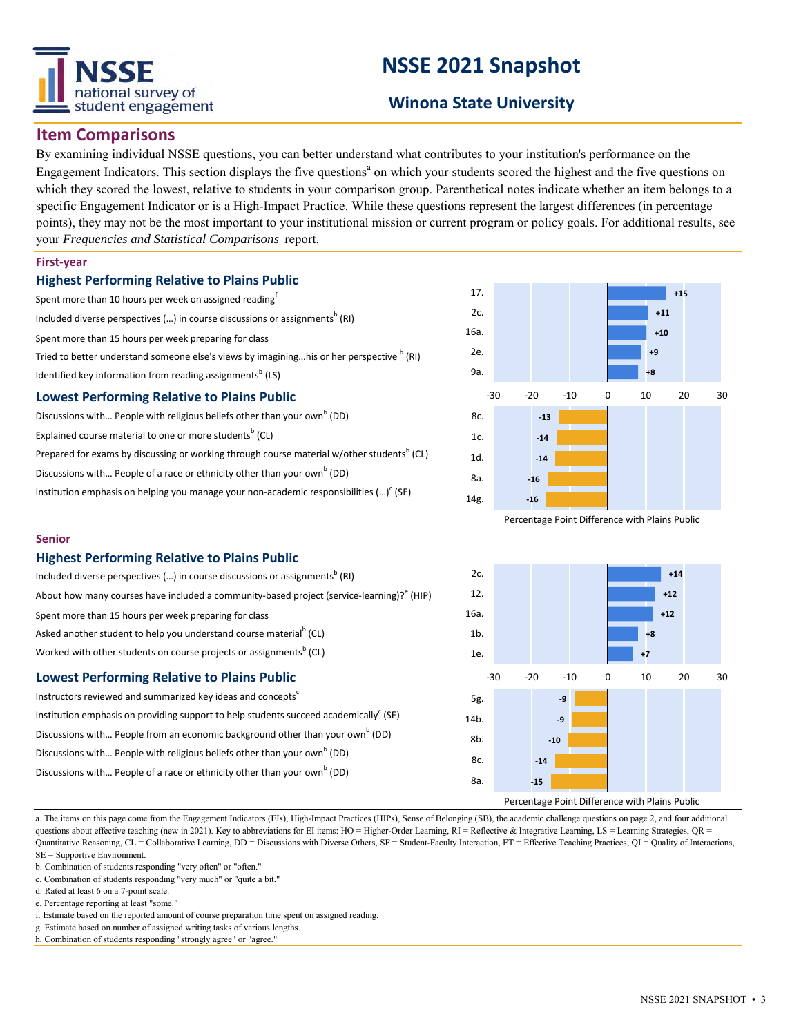# NSSE 2021 Snapshot

## Winona State University

## Item Comparisons

By examining individual NSSE questions, you can better understand what contributes to your institution's performance on the Engagement Indicators. This section displays the five questions[a] on which your students scored the highest and the five questions on which they scored the lowest, relative to students in your comparison group. Parenthetical notes indicate whether an item belongs to a specific Engagement Indicator or is a High-Impact Practice. While these questions represent the largest differences (in percentage points), they may not be the most important to your institutional mission or current program or policy goals. For additional results, see your *Frequencies and Statistical Comparisons* report.

### First-year

#### Highest Performing Relative to Plains Public

| Item | | Percentage Point Difference with Plains Public |
|---|---|---|
| Spent more than 10 hours per week on assigned reading[f] | 17. | +15 |
| Included diverse perspectives (...) in course discussions or assignments[b] (RI) | 2c. | +11 |
| Spent more than 15 hours per week preparing for class | 16a. | +10 |
| Tried to better understand someone else's views by imagining...his or her perspective[b] (RI) | 2e. | +9 |
| Identified key information from reading assignments[b] (LS) | 9a. | +8 |

#### Lowest Performing Relative to Plains Public

| Item | | Percentage Point Difference with Plains Public |
|---|---|---|
| Discussions with... People with religious beliefs other than your own[b] (DD) | 8c. | -13 |
| Explained course material to one or more students[b] (CL) | 1c. | -14 |
| Prepared for exams by discussing or working through course material w/other students[b] (CL) | 1d. | -14 |
| Discussions with... People of a race or ethnicity other than your own[b] (DD) | 8a. | -16 |
| Institution emphasis on helping you manage your non-academic responsibilities (...)[c] (SE) | 14g. | -16 |

### Senior

#### Highest Performing Relative to Plains Public

| Item | | Percentage Point Difference with Plains Public |
|---|---|---|
| Included diverse perspectives (...) in course discussions or assignments[b] (RI) | 2c. | +14 |
| About how many courses have included a community-based project (service-learning)?[e] (HIP) | 12. | +12 |
| Spent more than 15 hours per week preparing for class | 16a. | +12 |
| Asked another student to help you understand course material[b] (CL) | 1b. | +8 |
| Worked with other students on course projects or assignments[b] (CL) | 1e. | +7 |

#### Lowest Performing Relative to Plains Public

| Item | | Percentage Point Difference with Plains Public |
|---|---|---|
| Instructors reviewed and summarized key ideas and concepts[c] | 5g. | -9 |
| Institution emphasis on providing support to help students succeed academically[c] (SE) | 14b. | -9 |
| Discussions with... People from an economic background other than your own[b] (DD) | 8b. | -10 |
| Discussions with... People with religious beliefs other than your own[b] (DD) | 8c. | -14 |
| Discussions with... People of a race or ethnicity other than your own[b] (DD) | 8a. | -15 |

a. The items on this page come from the Engagement Indicators (EIs), High-Impact Practices (HIPs), Sense of Belonging (SB), the academic challenge questions on page 2, and four additional questions about effective teaching (new in 2021). Key to abbreviations for EI items: HO = Higher-Order Learning, RI = Reflective & Integrative Learning, LS = Learning Strategies, QR = Quantitative Reasoning, CL = Collaborative Learning, DD = Discussions with Diverse Others, SF = Student-Faculty Interaction, ET = Effective Teaching Practices, QI = Quality of Interactions, SE = Supportive Environment.

b. Combination of students responding "very often" or "often."

c. Combination of students responding "very much" or "quite a bit."

d. Rated at least 6 on a 7-point scale.

e. Percentage reporting at least "some."

f. Estimate based on the reported amount of course preparation time spent on assigned reading.

g. Estimate based on number of assigned writing tasks of various lengths.

h. Combination of students responding "strongly agree" or "agree."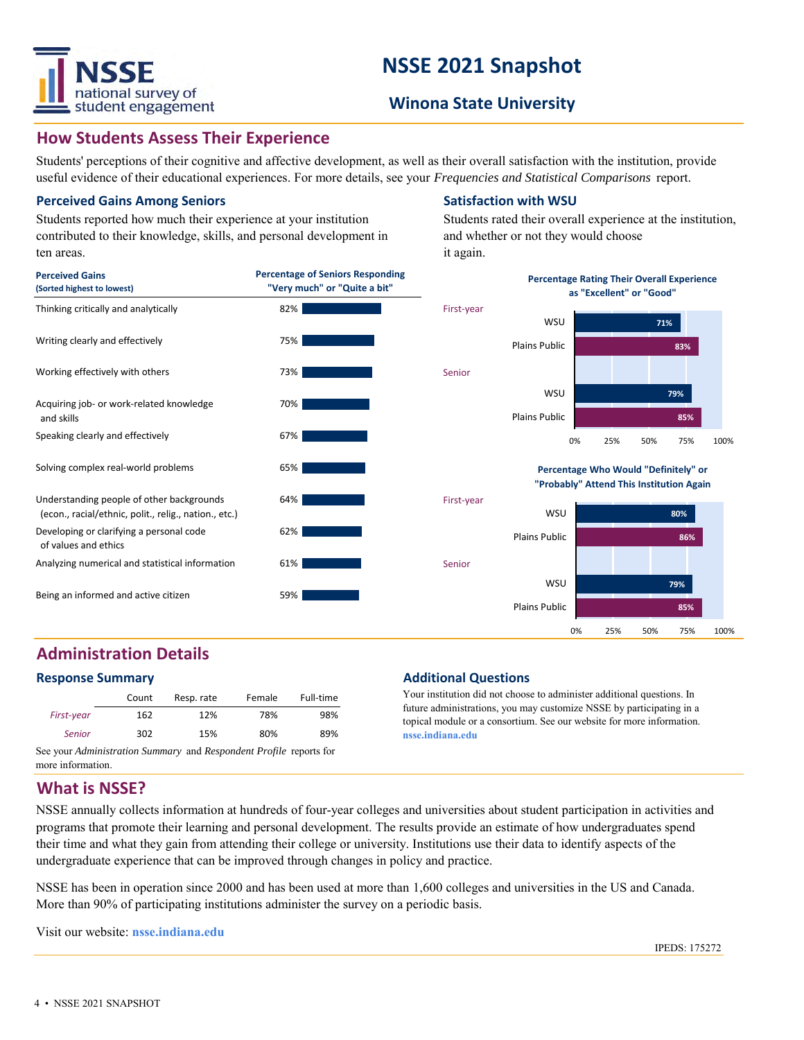# NSSE 2021 Snapshot

## Winona State University

## How Students Assess Their Experience

Students' perceptions of their cognitive and affective development, as well as their overall satisfaction with the institution, provide useful evidence of their educational experiences. For more details, see your *Frequencies and Statistical Comparisons* report.

### Perceived Gains Among Seniors

Students reported how much their experience at your institution contributed to their knowledge, skills, and personal development in ten areas.

**Perceived Gains** (Sorted highest to lowest)

**Percentage of Seniors Responding "Very much" or "Quite a bit"**

Thinking critically and analytically 82%
Writing clearly and effectively 75%
Working effectively with others 73%
Acquiring job- or work-related knowledge and skills 70%
Speaking clearly and effectively 67%
Solving complex real-world problems 65%
Understanding people of other backgrounds (econ., racial/ethnic, polit., relig., nation., etc.) 64%
Developing or clarifying a personal code of values and ethics 62%
Analyzing numerical and statistical information 61%
Being an informed and active citizen 59%

### Satisfaction with WSU

Students rated their overall experience at the institution, and whether or not they would choose it again.

**Percentage Rating Their Overall Experience as "Excellent" or "Good"**

First-year
WSU 71%
Plains Public 83%
Senior
WSU 79%
Plains Public 85%
0% 25% 50% 75% 100%

**Percentage Who Would "Definitely" or "Probably" Attend This Institution Again**

First-year
WSU 80%
Plains Public 86%
Senior
WSU 79%
Plains Public 85%
0% 25% 50% 75% 100%

## Administration Details

### Response Summary

| | Count | Resp. rate | Female | Full-time |
|---|---|---|---|---|
| *First-year* | 162 | 12% | 78% | 98% |
| *Senior* | 302 | 15% | 80% | 89% |

See your *Administration Summary* and *Respondent Profile* reports for more information.

### Additional Questions

Your institution did not choose to administer additional questions. In future administrations, you may customize NSSE by participating in a topical module or a consortium. See our website for more information. **nsse.indiana.edu**

## What is NSSE?

NSSE annually collects information at hundreds of four-year colleges and universities about student participation in activities and programs that promote their learning and personal development. The results provide an estimate of how undergraduates spend their time and what they gain from attending their college or university. Institutions use their data to identify aspects of the undergraduate experience that can be improved through changes in policy and practice.

NSSE has been in operation since 2000 and has been used at more than 1,600 colleges and universities in the US and Canada. More than 90% of participating institutions administer the survey on a periodic basis.

Visit our website: **nsse.indiana.edu**

IPEDS: 175272